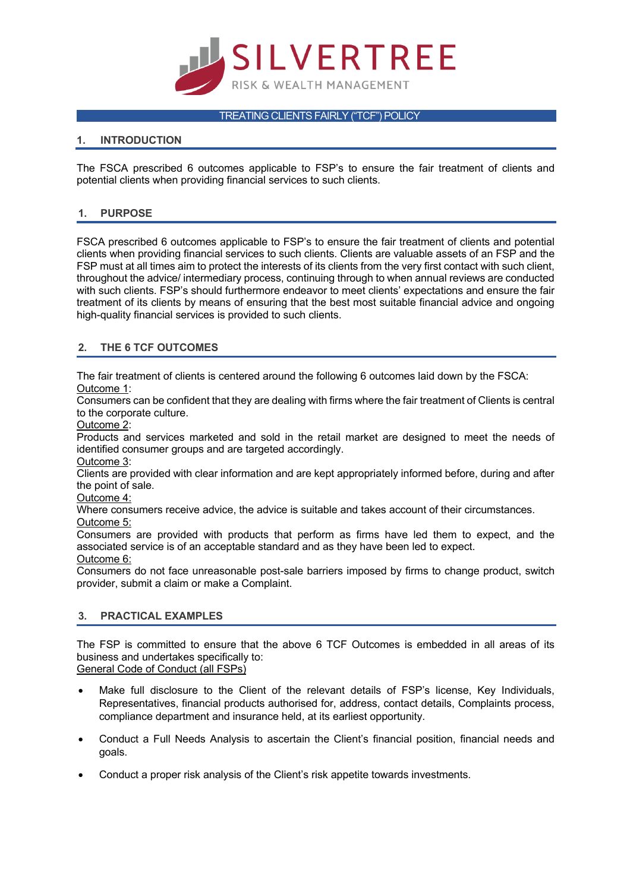SILVERTREE

RISK & WEALTH MANAGEMENT

# TREATING CLIENTS FAIRLY ("TCF") POLICY

## 1. INTRODUCTION

The FSCA prescribed 6 outcomes applicable to FSP's to ensure the fair treatment of clients and potential clients when providing financial services to such clients.

## 1. PURPOSE

FSCA prescribed 6 outcomes applicable to FSP's to ensure the fair treatment of clients and potential clients when providing financial services to such clients. Clients are valuable assets of an FSP and the FSP must at all times aim to protect the interests of its clients from the very first contact with such client, throughout the advice/ intermediary process, continuing through to when annual reviews are conducted with such clients. FSP's should furthermore endeavor to meet clients' expectations and ensure the fair treatment of its clients by means of ensuring that the best most suitable financial advice and ongoing high-quality financial services is provided to such clients.

## 2. THE 6 TCF OUTCOMES

The fair treatment of clients is centered around the following 6 outcomes laid down by the FSCA:

Outcome 1:
Consumers can be confident that they are dealing with firms where the fair treatment of Clients is central to the corporate culture.

Outcome 2:
Products and services marketed and sold in the retail market are designed to meet the needs of identified consumer groups and are targeted accordingly.

Outcome 3:
Clients are provided with clear information and are kept appropriately informed before, during and after the point of sale.

Outcome 4:
Where consumers receive advice, the advice is suitable and takes account of their circumstances.

Outcome 5:
Consumers are provided with products that perform as firms have led them to expect, and the associated service is of an acceptable standard and as they have been led to expect.

Outcome 6:
Consumers do not face unreasonable post-sale barriers imposed by firms to change product, switch provider, submit a claim or make a Complaint.

## 3. PRACTICAL EXAMPLES

The FSP is committed to ensure that the above 6 TCF Outcomes is embedded in all areas of its business and undertakes specifically to:

General Code of Conduct (all FSPs)

- Make full disclosure to the Client of the relevant details of FSP's license, Key Individuals, Representatives, financial products authorised for, address, contact details, Complaints process, compliance department and insurance held, at its earliest opportunity.
- Conduct a Full Needs Analysis to ascertain the Client's financial position, financial needs and goals.
- Conduct a proper risk analysis of the Client's risk appetite towards investments.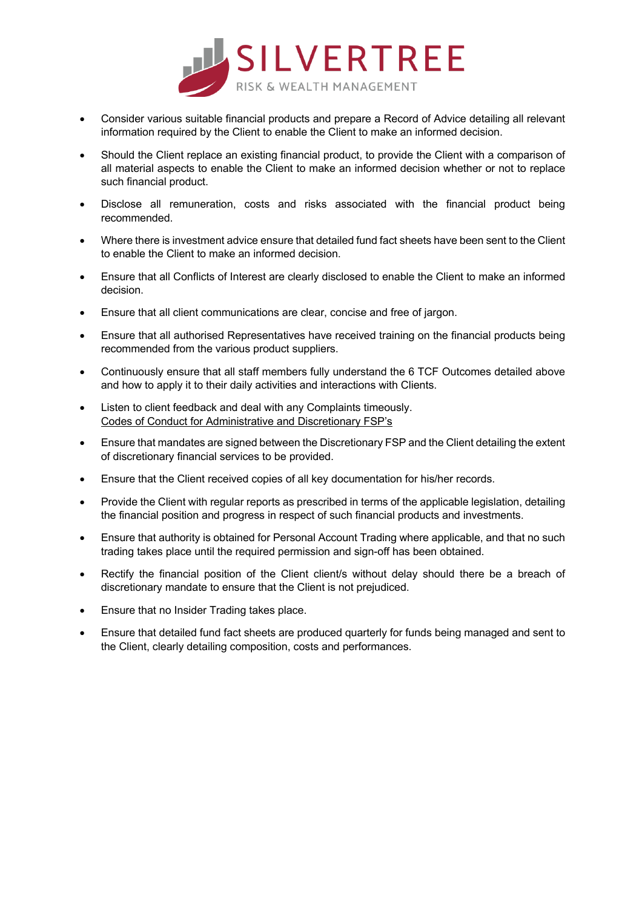- Consider various suitable financial products and prepare a Record of Advice detailing all relevant information required by the Client to enable the Client to make an informed decision.
- Should the Client replace an existing financial product, to provide the Client with a comparison of all material aspects to enable the Client to make an informed decision whether or not to replace such financial product.
- Disclose all remuneration, costs and risks associated with the financial product being recommended.
- Where there is investment advice ensure that detailed fund fact sheets have been sent to the Client to enable the Client to make an informed decision.
- Ensure that all Conflicts of Interest are clearly disclosed to enable the Client to make an informed decision.
- Ensure that all client communications are clear, concise and free of jargon.
- Ensure that all authorised Representatives have received training on the financial products being recommended from the various product suppliers.
- Continuously ensure that all staff members fully understand the 6 TCF Outcomes detailed above and how to apply it to their daily activities and interactions with Clients.
- Listen to client feedback and deal with any Complaints timeously.
  Codes of Conduct for Administrative and Discretionary FSP's
- Ensure that mandates are signed between the Discretionary FSP and the Client detailing the extent of discretionary financial services to be provided.
- Ensure that the Client received copies of all key documentation for his/her records.
- Provide the Client with regular reports as prescribed in terms of the applicable legislation, detailing the financial position and progress in respect of such financial products and investments.
- Ensure that authority is obtained for Personal Account Trading where applicable, and that no such trading takes place until the required permission and sign-off has been obtained.
- Rectify the financial position of the Client client/s without delay should there be a breach of discretionary mandate to ensure that the Client is not prejudiced.
- Ensure that no Insider Trading takes place.
- Ensure that detailed fund fact sheets are produced quarterly for funds being managed and sent to the Client, clearly detailing composition, costs and performances.